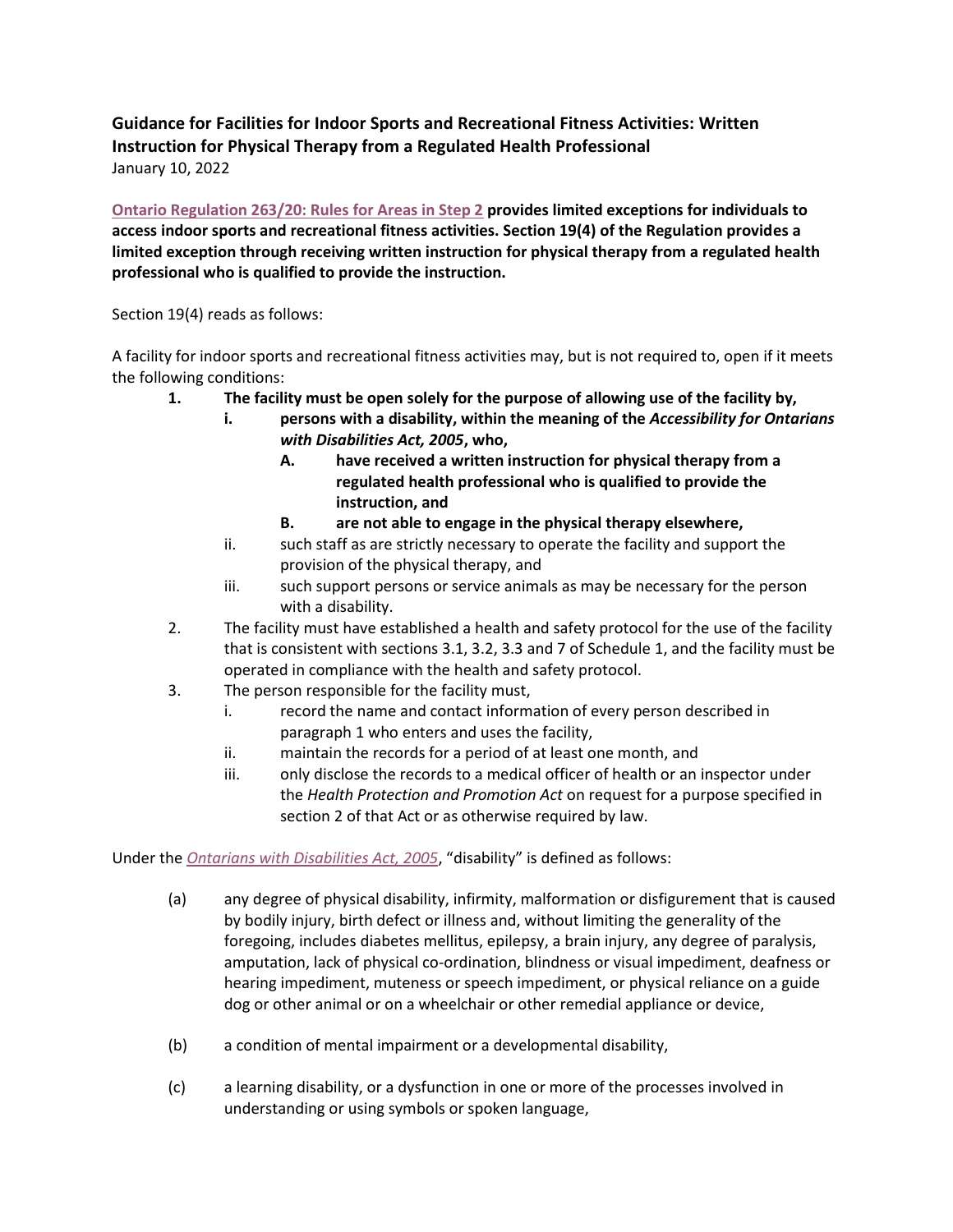**Guidance for Facilities for Indoor Sports and Recreational Fitness Activities: Written Instruction for Physical Therapy from a Regulated Health Professional**

January 10, 2022

**Ontario Regulation 263/20: Rules for Areas in Step 2 provides limited exceptions for individuals to access indoor sports and recreational fitness activities. Section 19(4) of the Regulation provides a limited exception through receiving written instruction for physical therapy from a regulated health professional who is qualified to provide the instruction.**

Section 19(4) reads as follows:

A facility for indoor sports and recreational fitness activities may, but is not required to, open if it meets the following conditions:

1. **The facility must be open solely for the purpose of allowing use of the facility by,**
   - i. **persons with a disability, within the meaning of the *Accessibility for Ontarians with Disabilities Act, 2005*, who,**
     - A. **have received a written instruction for physical therapy from a regulated health professional who is qualified to provide the instruction, and**
     - B. **are not able to engage in the physical therapy elsewhere,**
   - ii. such staff as are strictly necessary to operate the facility and support the provision of the physical therapy, and
   - iii. such support persons or service animals as may be necessary for the person with a disability.
2. The facility must have established a health and safety protocol for the use of the facility that is consistent with sections 3.1, 3.2, 3.3 and 7 of Schedule 1, and the facility must be operated in compliance with the health and safety protocol.
3. The person responsible for the facility must,
   - i. record the name and contact information of every person described in paragraph 1 who enters and uses the facility,
   - ii. maintain the records for a period of at least one month, and
   - iii. only disclose the records to a medical officer of health or an inspector under the *Health Protection and Promotion Act* on request for a purpose specified in section 2 of that Act or as otherwise required by law.

Under the *Ontarians with Disabilities Act, 2005*, "disability" is defined as follows:

- (a) any degree of physical disability, infirmity, malformation or disfigurement that is caused by bodily injury, birth defect or illness and, without limiting the generality of the foregoing, includes diabetes mellitus, epilepsy, a brain injury, any degree of paralysis, amputation, lack of physical co-ordination, blindness or visual impediment, deafness or hearing impediment, muteness or speech impediment, or physical reliance on a guide dog or other animal or on a wheelchair or other remedial appliance or device,
- (b) a condition of mental impairment or a developmental disability,
- (c) a learning disability, or a dysfunction in one or more of the processes involved in understanding or using symbols or spoken language,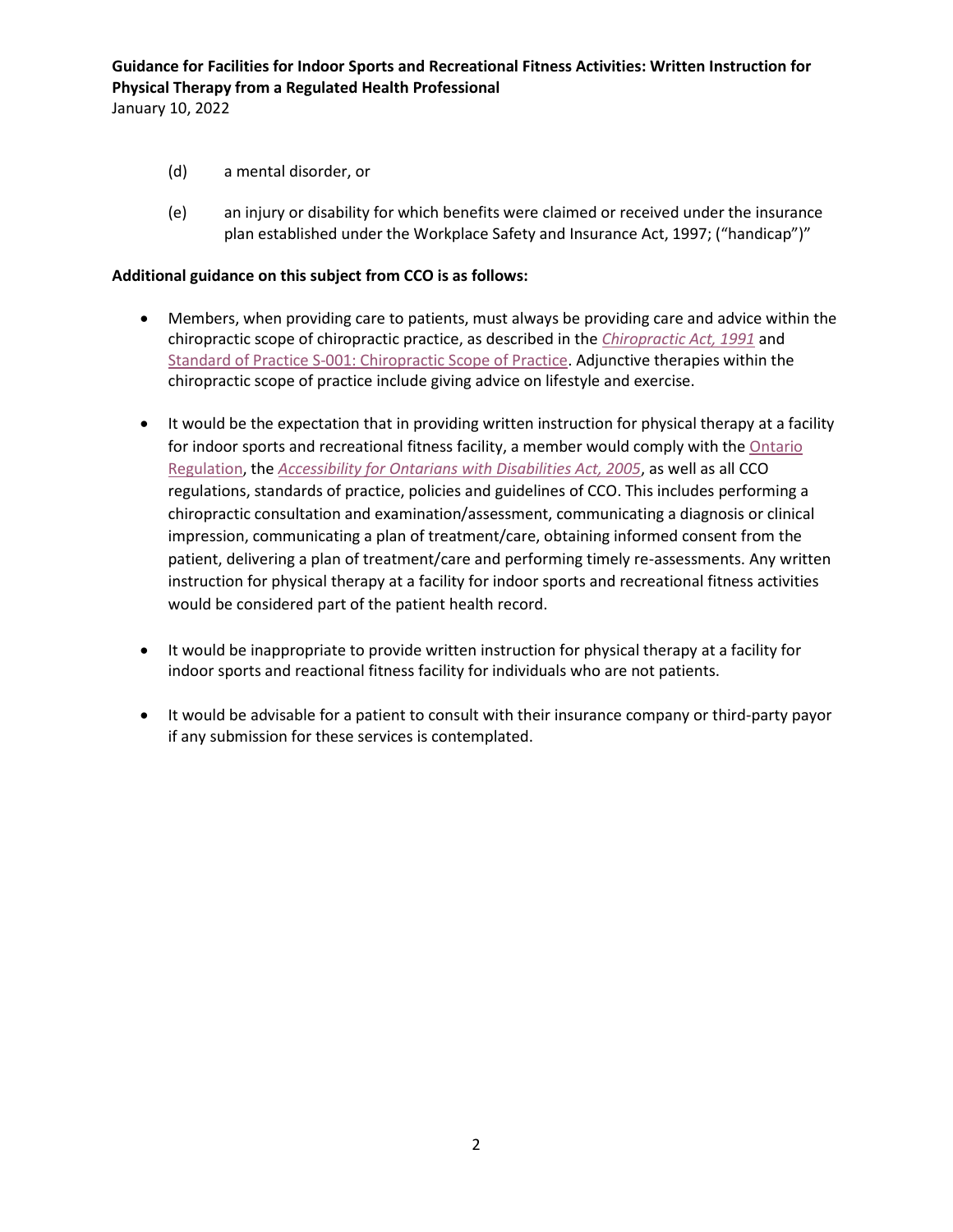(d) a mental disorder, or

(e) an injury or disability for which benefits were claimed or received under the insurance plan established under the Workplace Safety and Insurance Act, 1997; ("handicap")"

**Additional guidance on this subject from CCO is as follows:**

- Members, when providing care to patients, must always be providing care and advice within the chiropractic scope of chiropractic practice, as described in the *Chiropractic Act, 1991* and Standard of Practice S-001: Chiropractic Scope of Practice. Adjunctive therapies within the chiropractic scope of practice include giving advice on lifestyle and exercise.

- It would be the expectation that in providing written instruction for physical therapy at a facility for indoor sports and recreational fitness facility, a member would comply with the Ontario Regulation, the *Accessibility for Ontarians with Disabilities Act, 2005*, as well as all CCO regulations, standards of practice, policies and guidelines of CCO. This includes performing a chiropractic consultation and examination/assessment, communicating a diagnosis or clinical impression, communicating a plan of treatment/care, obtaining informed consent from the patient, delivering a plan of treatment/care and performing timely re-assessments. Any written instruction for physical therapy at a facility for indoor sports and recreational fitness activities would be considered part of the patient health record.

- It would be inappropriate to provide written instruction for physical therapy at a facility for indoor sports and reactional fitness facility for individuals who are not patients.

- It would be advisable for a patient to consult with their insurance company or third-party payor if any submission for these services is contemplated.